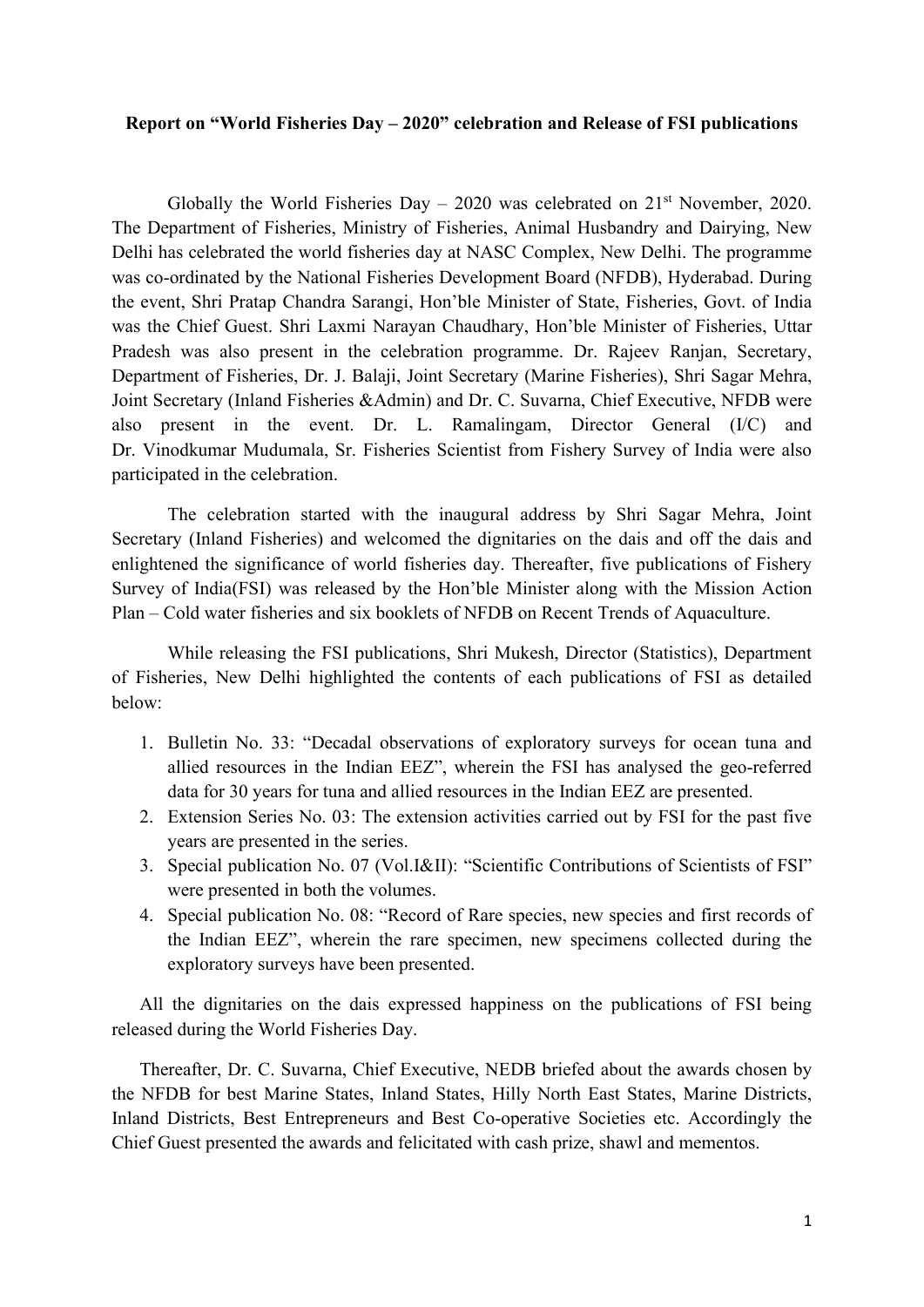**Report on "World Fisheries Day – 2020" celebration and Release of FSI publications**

Globally the World Fisheries Day – 2020 was celebrated on 21st November, 2020. The Department of Fisheries, Ministry of Fisheries, Animal Husbandry and Dairying, New Delhi has celebrated the world fisheries day at NASC Complex, New Delhi. The programme was co-ordinated by the National Fisheries Development Board (NFDB), Hyderabad. During the event, Shri Pratap Chandra Sarangi, Hon'ble Minister of State, Fisheries, Govt. of India was the Chief Guest. Shri Laxmi Narayan Chaudhary, Hon'ble Minister of Fisheries, Uttar Pradesh was also present in the celebration programme. Dr. Rajeev Ranjan, Secretary, Department of Fisheries, Dr. J. Balaji, Joint Secretary (Marine Fisheries), Shri Sagar Mehra, Joint Secretary (Inland Fisheries &Admin) and Dr. C. Suvarna, Chief Executive, NFDB were also present in the event. Dr. L. Ramalingam, Director General (I/C) and Dr. Vinodkumar Mudumala, Sr. Fisheries Scientist from Fishery Survey of India were also participated in the celebration.

The celebration started with the inaugural address by Shri Sagar Mehra, Joint Secretary (Inland Fisheries) and welcomed the dignitaries on the dais and off the dais and enlightened the significance of world fisheries day. Thereafter, five publications of Fishery Survey of India(FSI) was released by the Hon'ble Minister along with the Mission Action Plan – Cold water fisheries and six booklets of NFDB on Recent Trends of Aquaculture.

While releasing the FSI publications, Shri Mukesh, Director (Statistics), Department of Fisheries, New Delhi highlighted the contents of each publications of FSI as detailed below:

1. Bulletin No. 33: "Decadal observations of exploratory surveys for ocean tuna and allied resources in the Indian EEZ", wherein the FSI has analysed the geo-referred data for 30 years for tuna and allied resources in the Indian EEZ are presented.
2. Extension Series No. 03: The extension activities carried out by FSI for the past five years are presented in the series.
3. Special publication No. 07 (Vol.I&II): "Scientific Contributions of Scientists of FSI" were presented in both the volumes.
4. Special publication No. 08: "Record of Rare species, new species and first records of the Indian EEZ", wherein the rare specimen, new specimens collected during the exploratory surveys have been presented.

All the dignitaries on the dais expressed happiness on the publications of FSI being released during the World Fisheries Day.

Thereafter, Dr. C. Suvarna, Chief Executive, NEDB briefed about the awards chosen by the NFDB for best Marine States, Inland States, Hilly North East States, Marine Districts, Inland Districts, Best Entrepreneurs and Best Co-operative Societies etc. Accordingly the Chief Guest presented the awards and felicitated with cash prize, shawl and mementos.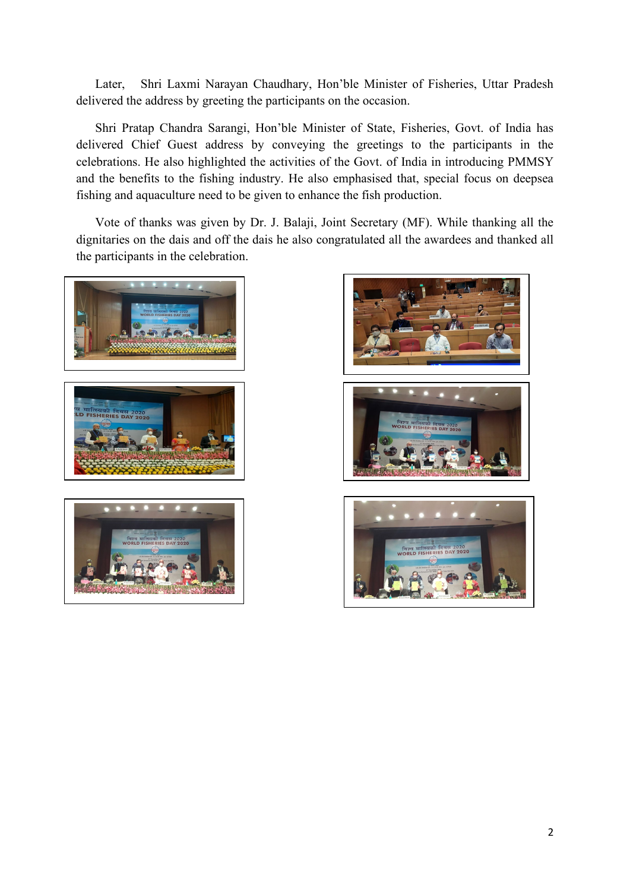Later, Shri Laxmi Narayan Chaudhary, Hon'ble Minister of Fisheries, Uttar Pradesh delivered the address by greeting the participants on the occasion.

Shri Pratap Chandra Sarangi, Hon'ble Minister of State, Fisheries, Govt. of India has delivered Chief Guest address by conveying the greetings to the participants in the celebrations. He also highlighted the activities of the Govt. of India in introducing PMMSY and the benefits to the fishing industry. He also emphasised that, special focus on deepsea fishing and aquaculture need to be given to enhance the fish production.

Vote of thanks was given by Dr. J. Balaji, Joint Secretary (MF). While thanking all the dignitaries on the dais and off the dais he also congratulated all the awardees and thanked all the participants in the celebration.